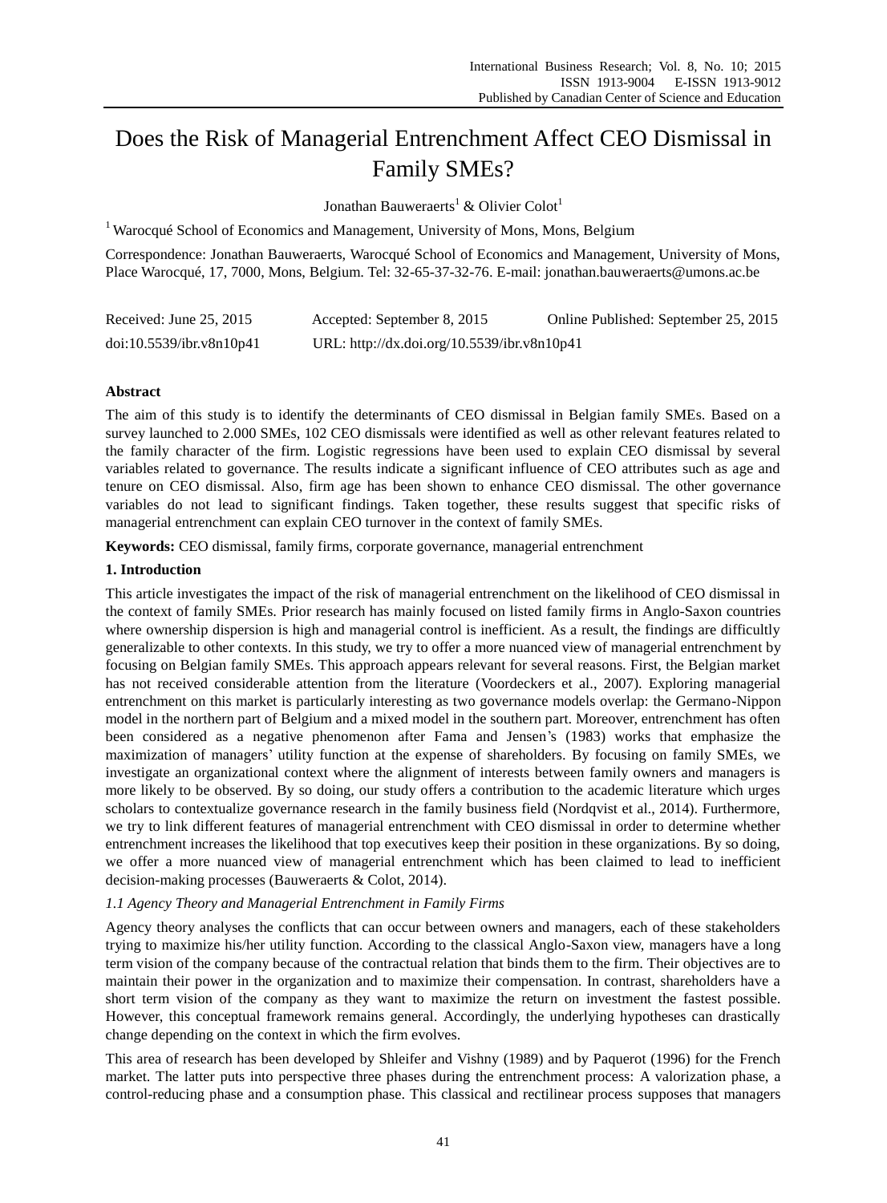# Does the Risk of Managerial Entrenchment Affect CEO Dismissal in Family SMEs?

Jonathan Bauweraerts[1] & Olivier Colot[1]

[1] Warocqué School of Economics and Management, University of Mons, Mons, Belgium

Correspondence: Jonathan Bauweraerts, Warocqué School of Economics and Management, University of Mons, Place Warocqué, 17, 7000, Mons, Belgium. Tel: 32-65-37-32-76. E-mail: jonathan.bauweraerts@umons.ac.be

Received: June 25, 2015 Accepted: September 8, 2015 Online Published: September 25, 2015

doi:10.5539/ibr.v8n10p41 URL: http://dx.doi.org/10.5539/ibr.v8n10p41

## Abstract

The aim of this study is to identify the determinants of CEO dismissal in Belgian family SMEs. Based on a survey launched to 2.000 SMEs, 102 CEO dismissals were identified as well as other relevant features related to the family character of the firm. Logistic regressions have been used to explain CEO dismissal by several variables related to governance. The results indicate a significant influence of CEO attributes such as age and tenure on CEO dismissal. Also, firm age has been shown to enhance CEO dismissal. The other governance variables do not lead to significant findings. Taken together, these results suggest that specific risks of managerial entrenchment can explain CEO turnover in the context of family SMEs.

**Keywords:** CEO dismissal, family firms, corporate governance, managerial entrenchment

## 1. Introduction

This article investigates the impact of the risk of managerial entrenchment on the likelihood of CEO dismissal in the context of family SMEs. Prior research has mainly focused on listed family firms in Anglo-Saxon countries where ownership dispersion is high and managerial control is inefficient. As a result, the findings are difficultly generalizable to other contexts. In this study, we try to offer a more nuanced view of managerial entrenchment by focusing on Belgian family SMEs. This approach appears relevant for several reasons. First, the Belgian market has not received considerable attention from the literature (Voordeckers et al., 2007). Exploring managerial entrenchment on this market is particularly interesting as two governance models overlap: the Germano-Nippon model in the northern part of Belgium and a mixed model in the southern part. Moreover, entrenchment has often been considered as a negative phenomenon after Fama and Jensen's (1983) works that emphasize the maximization of managers' utility function at the expense of shareholders. By focusing on family SMEs, we investigate an organizational context where the alignment of interests between family owners and managers is more likely to be observed. By so doing, our study offers a contribution to the academic literature which urges scholars to contextualize governance research in the family business field (Nordqvist et al., 2014). Furthermore, we try to link different features of managerial entrenchment with CEO dismissal in order to determine whether entrenchment increases the likelihood that top executives keep their position in these organizations. By so doing, we offer a more nuanced view of managerial entrenchment which has been claimed to lead to inefficient decision-making processes (Bauweraerts & Colot, 2014).

### *1.1 Agency Theory and Managerial Entrenchment in Family Firms*

Agency theory analyses the conflicts that can occur between owners and managers, each of these stakeholders trying to maximize his/her utility function. According to the classical Anglo-Saxon view, managers have a long term vision of the company because of the contractual relation that binds them to the firm. Their objectives are to maintain their power in the organization and to maximize their compensation. In contrast, shareholders have a short term vision of the company as they want to maximize the return on investment the fastest possible. However, this conceptual framework remains general. Accordingly, the underlying hypotheses can drastically change depending on the context in which the firm evolves.

This area of research has been developed by Shleifer and Vishny (1989) and by Paquerot (1996) for the French market. The latter puts into perspective three phases during the entrenchment process: A valorization phase, a control-reducing phase and a consumption phase. This classical and rectilinear process supposes that managers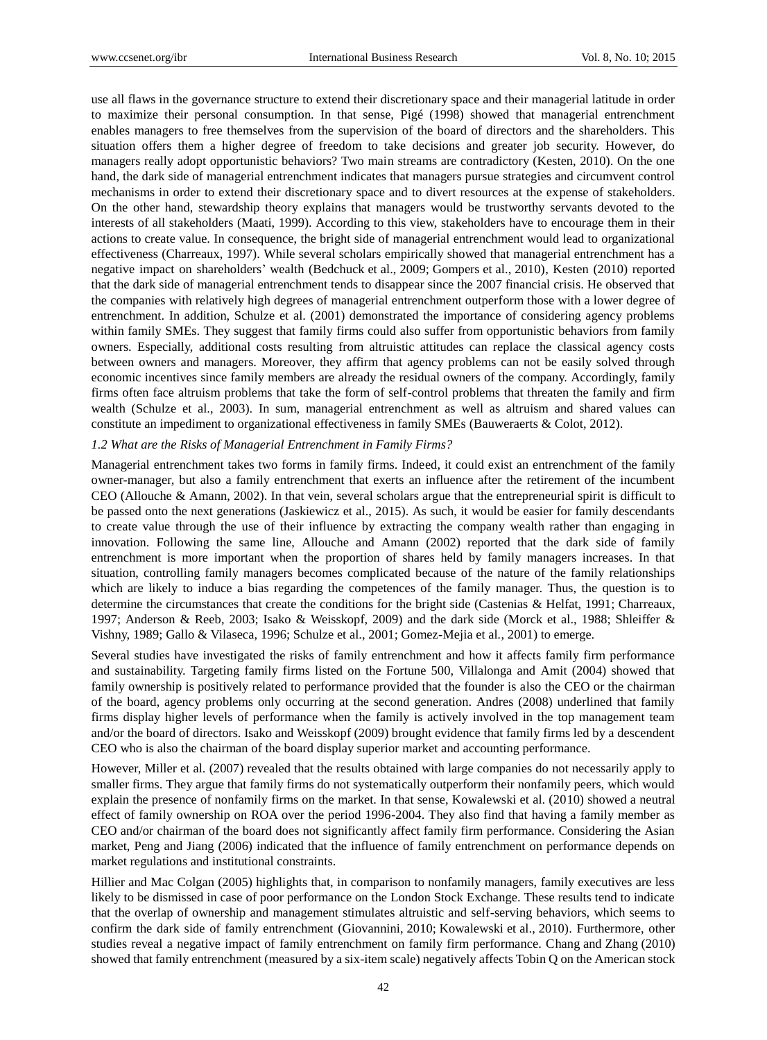use all flaws in the governance structure to extend their discretionary space and their managerial latitude in order to maximize their personal consumption. In that sense, Pigé (1998) showed that managerial entrenchment enables managers to free themselves from the supervision of the board of directors and the shareholders. This situation offers them a higher degree of freedom to take decisions and greater job security. However, do managers really adopt opportunistic behaviors? Two main streams are contradictory (Kesten, 2010). On the one hand, the dark side of managerial entrenchment indicates that managers pursue strategies and circumvent control mechanisms in order to extend their discretionary space and to divert resources at the expense of stakeholders. On the other hand, stewardship theory explains that managers would be trustworthy servants devoted to the interests of all stakeholders (Maati, 1999). According to this view, stakeholders have to encourage them in their actions to create value. In consequence, the bright side of managerial entrenchment would lead to organizational effectiveness (Charreaux, 1997). While several scholars empirically showed that managerial entrenchment has a negative impact on shareholders' wealth (Bedchuck et al., 2009; Gompers et al., 2010), Kesten (2010) reported that the dark side of managerial entrenchment tends to disappear since the 2007 financial crisis. He observed that the companies with relatively high degrees of managerial entrenchment outperform those with a lower degree of entrenchment. In addition, Schulze et al. (2001) demonstrated the importance of considering agency problems within family SMEs. They suggest that family firms could also suffer from opportunistic behaviors from family owners. Especially, additional costs resulting from altruistic attitudes can replace the classical agency costs between owners and managers. Moreover, they affirm that agency problems can not be easily solved through economic incentives since family members are already the residual owners of the company. Accordingly, family firms often face altruism problems that take the form of self-control problems that threaten the family and firm wealth (Schulze et al., 2003). In sum, managerial entrenchment as well as altruism and shared values can constitute an impediment to organizational effectiveness in family SMEs (Bauweraerts & Colot, 2012).

### *1.2 What are the Risks of Managerial Entrenchment in Family Firms?*

Managerial entrenchment takes two forms in family firms. Indeed, it could exist an entrenchment of the family owner-manager, but also a family entrenchment that exerts an influence after the retirement of the incumbent CEO (Allouche & Amann, 2002). In that vein, several scholars argue that the entrepreneurial spirit is difficult to be passed onto the next generations (Jaskiewicz et al., 2015). As such, it would be easier for family descendants to create value through the use of their influence by extracting the company wealth rather than engaging in innovation. Following the same line, Allouche and Amann (2002) reported that the dark side of family entrenchment is more important when the proportion of shares held by family managers increases. In that situation, controlling family managers becomes complicated because of the nature of the family relationships which are likely to induce a bias regarding the competences of the family manager. Thus, the question is to determine the circumstances that create the conditions for the bright side (Castenias & Helfat, 1991; Charreaux, 1997; Anderson & Reeb, 2003; Isako & Weisskopf, 2009) and the dark side (Morck et al., 1988; Shleiffer & Vishny, 1989; Gallo & Vilaseca, 1996; Schulze et al., 2001; Gomez-Mejia et al., 2001) to emerge.

Several studies have investigated the risks of family entrenchment and how it affects family firm performance and sustainability. Targeting family firms listed on the Fortune 500, Villalonga and Amit (2004) showed that family ownership is positively related to performance provided that the founder is also the CEO or the chairman of the board, agency problems only occurring at the second generation. Andres (2008) underlined that family firms display higher levels of performance when the family is actively involved in the top management team and/or the board of directors. Isako and Weisskopf (2009) brought evidence that family firms led by a descendent CEO who is also the chairman of the board display superior market and accounting performance.

However, Miller et al. (2007) revealed that the results obtained with large companies do not necessarily apply to smaller firms. They argue that family firms do not systematically outperform their nonfamily peers, which would explain the presence of nonfamily firms on the market. In that sense, Kowalewski et al. (2010) showed a neutral effect of family ownership on ROA over the period 1996-2004. They also find that having a family member as CEO and/or chairman of the board does not significantly affect family firm performance. Considering the Asian market, Peng and Jiang (2006) indicated that the influence of family entrenchment on performance depends on market regulations and institutional constraints.

Hillier and Mac Colgan (2005) highlights that, in comparison to nonfamily managers, family executives are less likely to be dismissed in case of poor performance on the London Stock Exchange. These results tend to indicate that the overlap of ownership and management stimulates altruistic and self-serving behaviors, which seems to confirm the dark side of family entrenchment (Giovannini, 2010; Kowalewski et al., 2010). Furthermore, other studies reveal a negative impact of family entrenchment on family firm performance. Chang and Zhang (2010) showed that family entrenchment (measured by a six-item scale) negatively affects Tobin Q on the American stock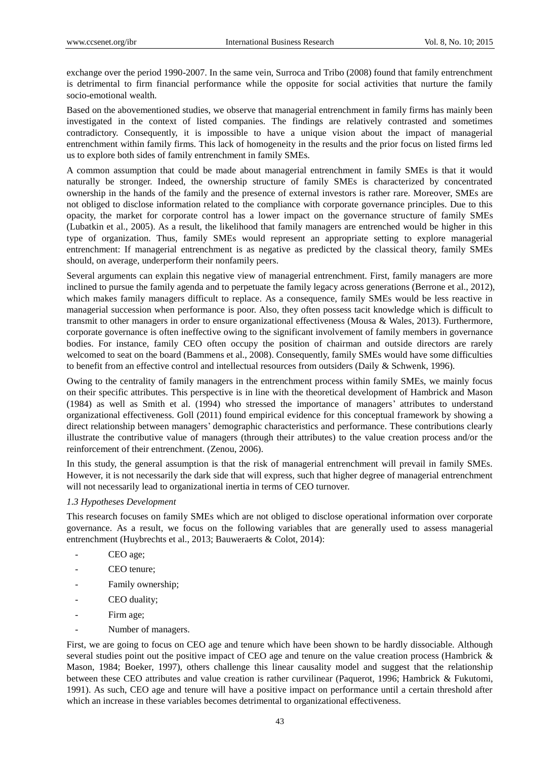exchange over the period 1990-2007. In the same vein, Surroca and Tribo (2008) found that family entrenchment is detrimental to firm financial performance while the opposite for social activities that nurture the family socio-emotional wealth.

Based on the abovementioned studies, we observe that managerial entrenchment in family firms has mainly been investigated in the context of listed companies. The findings are relatively contrasted and sometimes contradictory. Consequently, it is impossible to have a unique vision about the impact of managerial entrenchment within family firms. This lack of homogeneity in the results and the prior focus on listed firms led us to explore both sides of family entrenchment in family SMEs.

A common assumption that could be made about managerial entrenchment in family SMEs is that it would naturally be stronger. Indeed, the ownership structure of family SMEs is characterized by concentrated ownership in the hands of the family and the presence of external investors is rather rare. Moreover, SMEs are not obliged to disclose information related to the compliance with corporate governance principles. Due to this opacity, the market for corporate control has a lower impact on the governance structure of family SMEs (Lubatkin et al., 2005). As a result, the likelihood that family managers are entrenched would be higher in this type of organization. Thus, family SMEs would represent an appropriate setting to explore managerial entrenchment: If managerial entrenchment is as negative as predicted by the classical theory, family SMEs should, on average, underperform their nonfamily peers.

Several arguments can explain this negative view of managerial entrenchment. First, family managers are more inclined to pursue the family agenda and to perpetuate the family legacy across generations (Berrone et al., 2012), which makes family managers difficult to replace. As a consequence, family SMEs would be less reactive in managerial succession when performance is poor. Also, they often possess tacit knowledge which is difficult to transmit to other managers in order to ensure organizational effectiveness (Mousa & Wales, 2013). Furthermore, corporate governance is often ineffective owing to the significant involvement of family members in governance bodies. For instance, family CEO often occupy the position of chairman and outside directors are rarely welcomed to seat on the board (Bammens et al., 2008). Consequently, family SMEs would have some difficulties to benefit from an effective control and intellectual resources from outsiders (Daily & Schwenk, 1996).

Owing to the centrality of family managers in the entrenchment process within family SMEs, we mainly focus on their specific attributes. This perspective is in line with the theoretical development of Hambrick and Mason (1984) as well as Smith et al. (1994) who stressed the importance of managers' attributes to understand organizational effectiveness. Goll (2011) found empirical evidence for this conceptual framework by showing a direct relationship between managers' demographic characteristics and performance. These contributions clearly illustrate the contributive value of managers (through their attributes) to the value creation process and/or the reinforcement of their entrenchment. (Zenou, 2006).

In this study, the general assumption is that the risk of managerial entrenchment will prevail in family SMEs. However, it is not necessarily the dark side that will express, such that higher degree of managerial entrenchment will not necessarily lead to organizational inertia in terms of CEO turnover.

### *1.3 Hypotheses Development*

This research focuses on family SMEs which are not obliged to disclose operational information over corporate governance. As a result, we focus on the following variables that are generally used to assess managerial entrenchment (Huybrechts et al., 2013; Bauweraerts & Colot, 2014):

- CEO age;
- CEO tenure;
- Family ownership;
- CEO duality;
- Firm age;
- Number of managers.

First, we are going to focus on CEO age and tenure which have been shown to be hardly dissociable. Although several studies point out the positive impact of CEO age and tenure on the value creation process (Hambrick & Mason, 1984; Boeker, 1997), others challenge this linear causality model and suggest that the relationship between these CEO attributes and value creation is rather curvilinear (Paquerot, 1996; Hambrick & Fukutomi, 1991). As such, CEO age and tenure will have a positive impact on performance until a certain threshold after which an increase in these variables becomes detrimental to organizational effectiveness.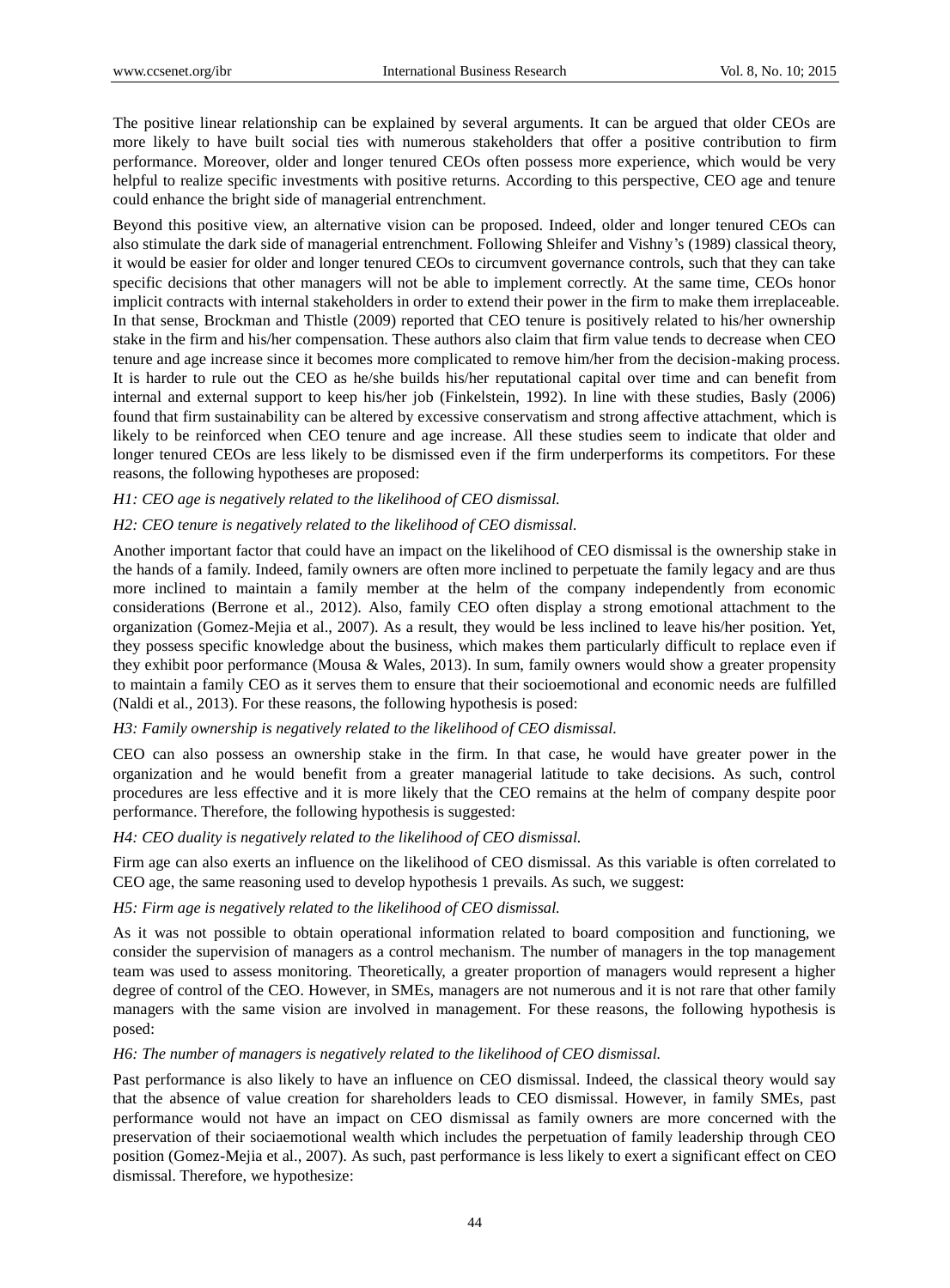The positive linear relationship can be explained by several arguments. It can be argued that older CEOs are more likely to have built social ties with numerous stakeholders that offer a positive contribution to firm performance. Moreover, older and longer tenured CEOs often possess more experience, which would be very helpful to realize specific investments with positive returns. According to this perspective, CEO age and tenure could enhance the bright side of managerial entrenchment.

Beyond this positive view, an alternative vision can be proposed. Indeed, older and longer tenured CEOs can also stimulate the dark side of managerial entrenchment. Following Shleifer and Vishny's (1989) classical theory, it would be easier for older and longer tenured CEOs to circumvent governance controls, such that they can take specific decisions that other managers will not be able to implement correctly. At the same time, CEOs honor implicit contracts with internal stakeholders in order to extend their power in the firm to make them irreplaceable. In that sense, Brockman and Thistle (2009) reported that CEO tenure is positively related to his/her ownership stake in the firm and his/her compensation. These authors also claim that firm value tends to decrease when CEO tenure and age increase since it becomes more complicated to remove him/her from the decision-making process. It is harder to rule out the CEO as he/she builds his/her reputational capital over time and can benefit from internal and external support to keep his/her job (Finkelstein, 1992). In line with these studies, Basly (2006) found that firm sustainability can be altered by excessive conservatism and strong affective attachment, which is likely to be reinforced when CEO tenure and age increase. All these studies seem to indicate that older and longer tenured CEOs are less likely to be dismissed even if the firm underperforms its competitors. For these reasons, the following hypotheses are proposed:

*H1: CEO age is negatively related to the likelihood of CEO dismissal.*

*H2: CEO tenure is negatively related to the likelihood of CEO dismissal.*

Another important factor that could have an impact on the likelihood of CEO dismissal is the ownership stake in the hands of a family. Indeed, family owners are often more inclined to perpetuate the family legacy and are thus more inclined to maintain a family member at the helm of the company independently from economic considerations (Berrone et al., 2012). Also, family CEO often display a strong emotional attachment to the organization (Gomez-Mejia et al., 2007). As a result, they would be less inclined to leave his/her position. Yet, they possess specific knowledge about the business, which makes them particularly difficult to replace even if they exhibit poor performance (Mousa & Wales, 2013). In sum, family owners would show a greater propensity to maintain a family CEO as it serves them to ensure that their socioemotional and economic needs are fulfilled (Naldi et al., 2013). For these reasons, the following hypothesis is posed:

*H3: Family ownership is negatively related to the likelihood of CEO dismissal.*

CEO can also possess an ownership stake in the firm. In that case, he would have greater power in the organization and he would benefit from a greater managerial latitude to take decisions. As such, control procedures are less effective and it is more likely that the CEO remains at the helm of company despite poor performance. Therefore, the following hypothesis is suggested:

*H4: CEO duality is negatively related to the likelihood of CEO dismissal.*

Firm age can also exerts an influence on the likelihood of CEO dismissal. As this variable is often correlated to CEO age, the same reasoning used to develop hypothesis 1 prevails. As such, we suggest:

*H5: Firm age is negatively related to the likelihood of CEO dismissal.*

As it was not possible to obtain operational information related to board composition and functioning, we consider the supervision of managers as a control mechanism. The number of managers in the top management team was used to assess monitoring. Theoretically, a greater proportion of managers would represent a higher degree of control of the CEO. However, in SMEs, managers are not numerous and it is not rare that other family managers with the same vision are involved in management. For these reasons, the following hypothesis is posed:

*H6: The number of managers is negatively related to the likelihood of CEO dismissal.*

Past performance is also likely to have an influence on CEO dismissal. Indeed, the classical theory would say that the absence of value creation for shareholders leads to CEO dismissal. However, in family SMEs, past performance would not have an impact on CEO dismissal as family owners are more concerned with the preservation of their sociaemotional wealth which includes the perpetuation of family leadership through CEO position (Gomez-Mejia et al., 2007). As such, past performance is less likely to exert a significant effect on CEO dismissal. Therefore, we hypothesize: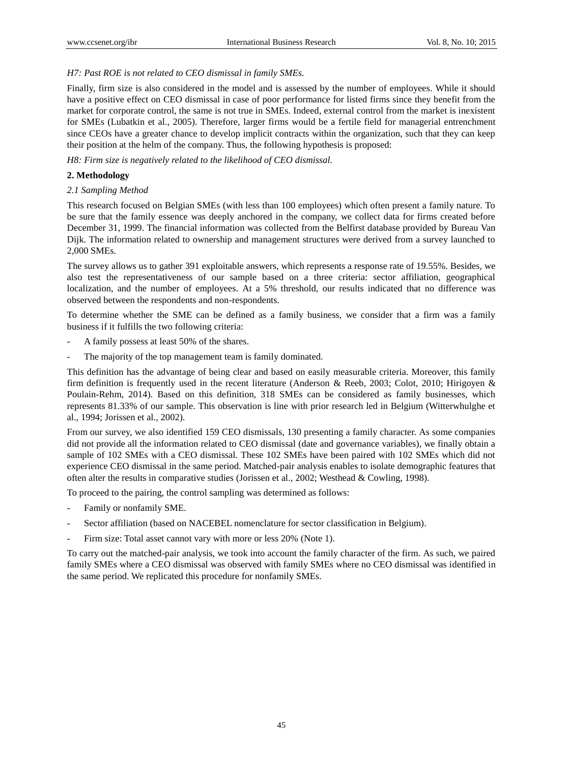*H7: Past ROE is not related to CEO dismissal in family SMEs.*

Finally, firm size is also considered in the model and is assessed by the number of employees. While it should have a positive effect on CEO dismissal in case of poor performance for listed firms since they benefit from the market for corporate control, the same is not true in SMEs. Indeed, external control from the market is inexistent for SMEs (Lubatkin et al., 2005). Therefore, larger firms would be a fertile field for managerial entrenchment since CEOs have a greater chance to develop implicit contracts within the organization, such that they can keep their position at the helm of the company. Thus, the following hypothesis is proposed:

*H8: Firm size is negatively related to the likelihood of CEO dismissal.*

## 2. Methodology

### *2.1 Sampling Method*

This research focused on Belgian SMEs (with less than 100 employees) which often present a family nature. To be sure that the family essence was deeply anchored in the company, we collect data for firms created before December 31, 1999. The financial information was collected from the Belfirst database provided by Bureau Van Dijk. The information related to ownership and management structures were derived from a survey launched to 2,000 SMEs.

The survey allows us to gather 391 exploitable answers, which represents a response rate of 19.55%. Besides, we also test the representativeness of our sample based on a three criteria: sector affiliation, geographical localization, and the number of employees. At a 5% threshold, our results indicated that no difference was observed between the respondents and non-respondents.

To determine whether the SME can be defined as a family business, we consider that a firm was a family business if it fulfills the two following criteria:

- A family possess at least 50% of the shares.
- The majority of the top management team is family dominated.

This definition has the advantage of being clear and based on easily measurable criteria. Moreover, this family firm definition is frequently used in the recent literature (Anderson & Reeb, 2003; Colot, 2010; Hirigoyen & Poulain-Rehm, 2014). Based on this definition, 318 SMEs can be considered as family businesses, which represents 81.33% of our sample. This observation is line with prior research led in Belgium (Witterwhulghe et al., 1994; Jorissen et al., 2002).

From our survey, we also identified 159 CEO dismissals, 130 presenting a family character. As some companies did not provide all the information related to CEO dismissal (date and governance variables), we finally obtain a sample of 102 SMEs with a CEO dismissal. These 102 SMEs have been paired with 102 SMEs which did not experience CEO dismissal in the same period. Matched-pair analysis enables to isolate demographic features that often alter the results in comparative studies (Jorissen et al., 2002; Westhead & Cowling, 1998).

To proceed to the pairing, the control sampling was determined as follows:

- Family or nonfamily SME.
- Sector affiliation (based on NACEBEL nomenclature for sector classification in Belgium).
- Firm size: Total asset cannot vary with more or less 20% (Note 1).

To carry out the matched-pair analysis, we took into account the family character of the firm. As such, we paired family SMEs where a CEO dismissal was observed with family SMEs where no CEO dismissal was identified in the same period. We replicated this procedure for nonfamily SMEs.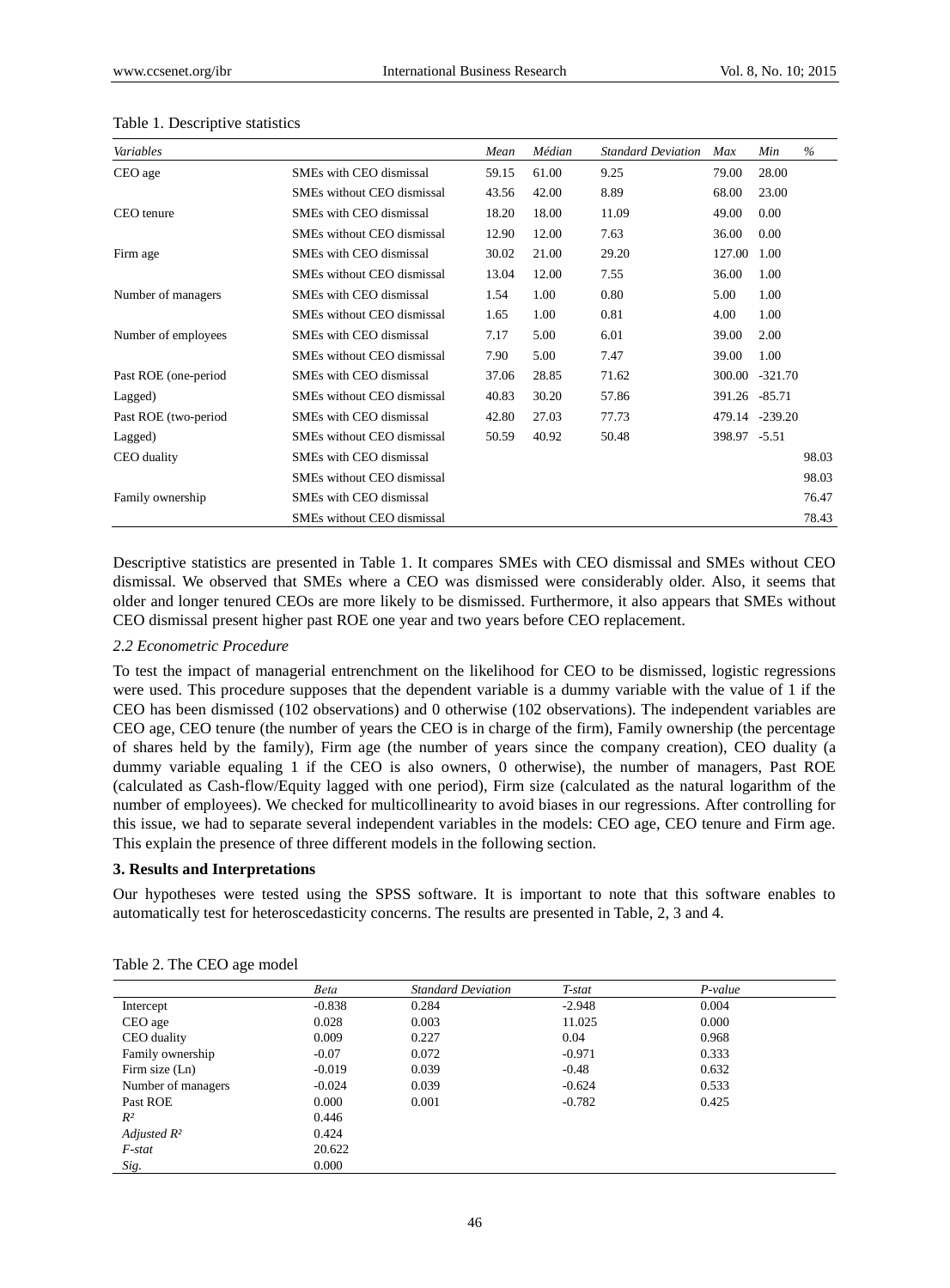Table 1. Descriptive statistics

| *Variables* | | *Mean* | *Médian* | *Standard Deviation* | *Max* | *Min* | *%* |
|---|---|---|---|---|---|---|---|
| CEO age | SMEs with CEO dismissal | 59.15 | 61.00 | 9.25 | 79.00 | 28.00 | |
| | SMEs without CEO dismissal | 43.56 | 42.00 | 8.89 | 68.00 | 23.00 | |
| CEO tenure | SMEs with CEO dismissal | 18.20 | 18.00 | 11.09 | 49.00 | 0.00 | |
| | SMEs without CEO dismissal | 12.90 | 12.00 | 7.63 | 36.00 | 0.00 | |
| Firm age | SMEs with CEO dismissal | 30.02 | 21.00 | 29.20 | 127.00 | 1.00 | |
| | SMEs without CEO dismissal | 13.04 | 12.00 | 7.55 | 36.00 | 1.00 | |
| Number of managers | SMEs with CEO dismissal | 1.54 | 1.00 | 0.80 | 5.00 | 1.00 | |
| | SMEs without CEO dismissal | 1.65 | 1.00 | 0.81 | 4.00 | 1.00 | |
| Number of employees | SMEs with CEO dismissal | 7.17 | 5.00 | 6.01 | 39.00 | 2.00 | |
| | SMEs without CEO dismissal | 7.90 | 5.00 | 7.47 | 39.00 | 1.00 | |
| Past ROE (one-period | SMEs with CEO dismissal | 37.06 | 28.85 | 71.62 | 300.00 | -321.70 | |
| Lagged) | SMEs without CEO dismissal | 40.83 | 30.20 | 57.86 | 391.26 | -85.71 | |
| Past ROE (two-period | SMEs with CEO dismissal | 42.80 | 27.03 | 77.73 | 479.14 | -239.20 | |
| Lagged) | SMEs without CEO dismissal | 50.59 | 40.92 | 50.48 | 398.97 | -5.51 | |
| CEO duality | SMEs with CEO dismissal | | | | | | 98.03 |
| | SMEs without CEO dismissal | | | | | | 98.03 |
| Family ownership | SMEs with CEO dismissal | | | | | | 76.47 |
| | SMEs without CEO dismissal | | | | | | 78.43 |

Descriptive statistics are presented in Table 1. It compares SMEs with CEO dismissal and SMEs without CEO dismissal. We observed that SMEs where a CEO was dismissed were considerably older. Also, it seems that older and longer tenured CEOs are more likely to be dismissed. Furthermore, it also appears that SMEs without CEO dismissal present higher past ROE one year and two years before CEO replacement.

*2.2 Econometric Procedure*

To test the impact of managerial entrenchment on the likelihood for CEO to be dismissed, logistic regressions were used. This procedure supposes that the dependent variable is a dummy variable with the value of 1 if the CEO has been dismissed (102 observations) and 0 otherwise (102 observations). The independent variables are CEO age, CEO tenure (the number of years the CEO is in charge of the firm), Family ownership (the percentage of shares held by the family), Firm age (the number of years since the company creation), CEO duality (a dummy variable equaling 1 if the CEO is also owners, 0 otherwise), the number of managers, Past ROE (calculated as Cash-flow/Equity lagged with one period), Firm size (calculated as the natural logarithm of the number of employees). We checked for multicollinearity to avoid biases in our regressions. After controlling for this issue, we had to separate several independent variables in the models: CEO age, CEO tenure and Firm age. This explain the presence of three different models in the following section.

## 3. Results and Interpretations

Our hypotheses were tested using the SPSS software. It is important to note that this software enables to automatically test for heteroscedasticity concerns. The results are presented in Table, 2, 3 and 4.

Table 2. The CEO age model

| | *Beta* | *Standard Deviation* | *T-stat* | *P-value* |
|---|---|---|---|---|
| Intercept | -0.838 | 0.284 | -2.948 | 0.004 |
| CEO age | 0.028 | 0.003 | 11.025 | 0.000 |
| CEO duality | 0.009 | 0.227 | 0.04 | 0.968 |
| Family ownership | -0.07 | 0.072 | -0.971 | 0.333 |
| Firm size (Ln) | -0.019 | 0.039 | -0.48 | 0.632 |
| Number of managers | -0.024 | 0.039 | -0.624 | 0.533 |
| Past ROE | 0.000 | 0.001 | -0.782 | 0.425 |
| *$R^2$* | 0.446 | | | |
| *Adjusted $R^2$* | 0.424 | | | |
| *F-stat* | 20.622 | | | |
| *Sig.* | 0.000 | | | |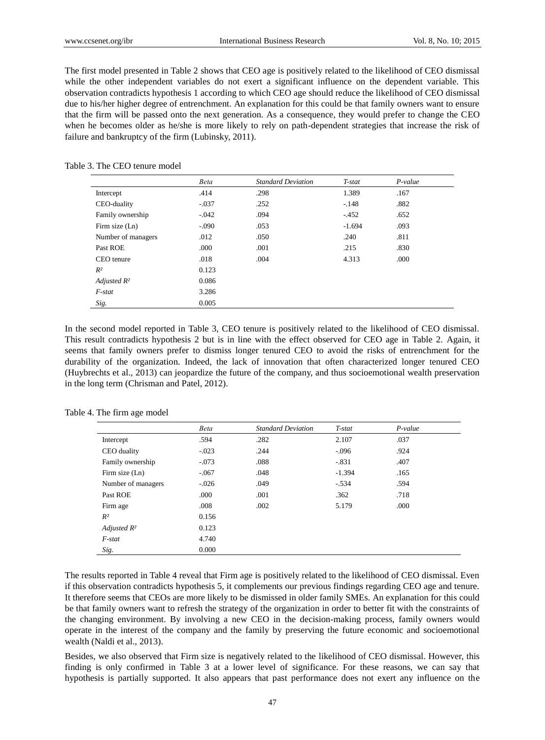The first model presented in Table 2 shows that CEO age is positively related to the likelihood of CEO dismissal while the other independent variables do not exert a significant influence on the dependent variable. This observation contradicts hypothesis 1 according to which CEO age should reduce the likelihood of CEO dismissal due to his/her higher degree of entrenchment. An explanation for this could be that family owners want to ensure that the firm will be passed onto the next generation. As a consequence, they would prefer to change the CEO when he becomes older as he/she is more likely to rely on path-dependent strategies that increase the risk of failure and bankruptcy of the firm (Lubinsky, 2011).

Table 3. The CEO tenure model

| | *Beta* | *Standard Deviation* | *T-stat* | *P-value* |
|---|---|---|---|---|
| Intercept | .414 | .298 | 1.389 | .167 |
| CEO-duality | -.037 | .252 | -.148 | .882 |
| Family ownership | -.042 | .094 | -.452 | .652 |
| Firm size (Ln) | -.090 | .053 | -1.694 | .093 |
| Number of managers | .012 | .050 | .240 | .811 |
| Past ROE | .000 | .001 | .215 | .830 |
| CEO tenure | .018 | .004 | 4.313 | .000 |
| *$R^2$* | 0.123 | | | |
| *Adjusted $R^2$* | 0.086 | | | |
| *F-stat* | 3.286 | | | |
| *Sig.* | 0.005 | | | |

In the second model reported in Table 3, CEO tenure is positively related to the likelihood of CEO dismissal. This result contradicts hypothesis 2 but is in line with the effect observed for CEO age in Table 2. Again, it seems that family owners prefer to dismiss longer tenured CEO to avoid the risks of entrenchment for the durability of the organization. Indeed, the lack of innovation that often characterized longer tenured CEO (Huybrechts et al., 2013) can jeopardize the future of the company, and thus socioemotional wealth preservation in the long term (Chrisman and Patel, 2012).

Table 4. The firm age model

| | *Beta* | *Standard Deviation* | *T-stat* | *P-value* |
|---|---|---|---|---|
| Intercept | .594 | .282 | 2.107 | .037 |
| CEO duality | -.023 | .244 | -.096 | .924 |
| Family ownership | -.073 | .088 | -.831 | .407 |
| Firm size (Ln) | -.067 | .048 | -1.394 | .165 |
| Number of managers | -.026 | .049 | -.534 | .594 |
| Past ROE | .000 | .001 | .362 | .718 |
| Firm age | .008 | .002 | 5.179 | .000 |
| *$R^2$* | 0.156 | | | |
| *Adjusted $R^2$* | 0.123 | | | |
| *F-stat* | 4.740 | | | |
| *Sig.* | 0.000 | | | |

The results reported in Table 4 reveal that Firm age is positively related to the likelihood of CEO dismissal. Even if this observation contradicts hypothesis 5, it complements our previous findings regarding CEO age and tenure. It therefore seems that CEOs are more likely to be dismissed in older family SMEs. An explanation for this could be that family owners want to refresh the strategy of the organization in order to better fit with the constraints of the changing environment. By involving a new CEO in the decision-making process, family owners would operate in the interest of the company and the family by preserving the future economic and socioemotional wealth (Naldi et al., 2013).

Besides, we also observed that Firm size is negatively related to the likelihood of CEO dismissal. However, this finding is only confirmed in Table 3 at a lower level of significance. For these reasons, we can say that hypothesis is partially supported. It also appears that past performance does not exert any influence on the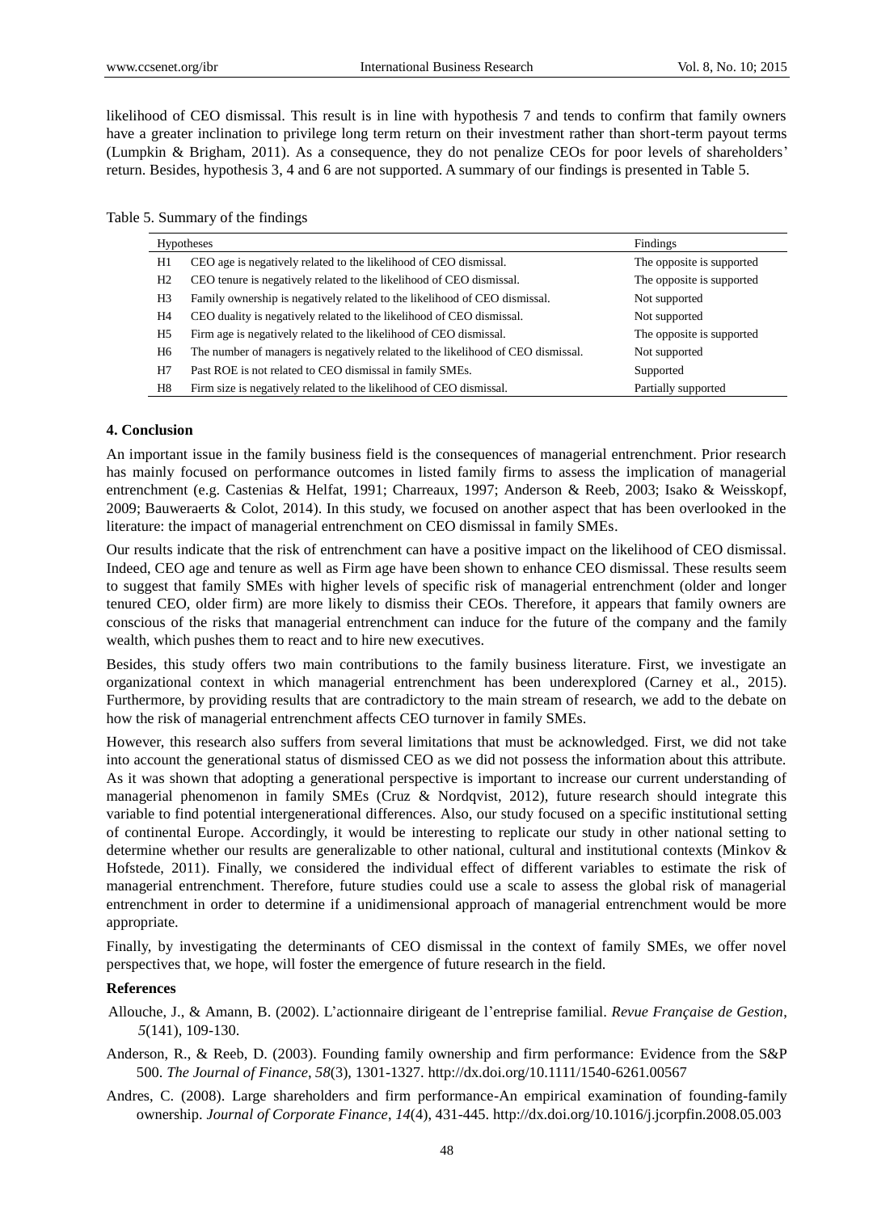likelihood of CEO dismissal. This result is in line with hypothesis 7 and tends to confirm that family owners have a greater inclination to privilege long term return on their investment rather than short-term payout terms (Lumpkin & Brigham, 2011). As a consequence, they do not penalize CEOs for poor levels of shareholders' return. Besides, hypothesis 3, 4 and 6 are not supported. A summary of our findings is presented in Table 5.

Table 5. Summary of the findings

| Hypotheses | | Findings |
|---|---|---|
| H1 | CEO age is negatively related to the likelihood of CEO dismissal. | The opposite is supported |
| H2 | CEO tenure is negatively related to the likelihood of CEO dismissal. | The opposite is supported |
| H3 | Family ownership is negatively related to the likelihood of CEO dismissal. | Not supported |
| H4 | CEO duality is negatively related to the likelihood of CEO dismissal. | Not supported |
| H5 | Firm age is negatively related to the likelihood of CEO dismissal. | The opposite is supported |
| H6 | The number of managers is negatively related to the likelihood of CEO dismissal. | Not supported |
| H7 | Past ROE is not related to CEO dismissal in family SMEs. | Supported |
| H8 | Firm size is negatively related to the likelihood of CEO dismissal. | Partially supported |

## 4. Conclusion

An important issue in the family business field is the consequences of managerial entrenchment. Prior research has mainly focused on performance outcomes in listed family firms to assess the implication of managerial entrenchment (e.g. Castenias & Helfat, 1991; Charreaux, 1997; Anderson & Reeb, 2003; Isako & Weisskopf, 2009; Bauweraerts & Colot, 2014). In this study, we focused on another aspect that has been overlooked in the literature: the impact of managerial entrenchment on CEO dismissal in family SMEs.

Our results indicate that the risk of entrenchment can have a positive impact on the likelihood of CEO dismissal. Indeed, CEO age and tenure as well as Firm age have been shown to enhance CEO dismissal. These results seem to suggest that family SMEs with higher levels of specific risk of managerial entrenchment (older and longer tenured CEO, older firm) are more likely to dismiss their CEOs. Therefore, it appears that family owners are conscious of the risks that managerial entrenchment can induce for the future of the company and the family wealth, which pushes them to react and to hire new executives.

Besides, this study offers two main contributions to the family business literature. First, we investigate an organizational context in which managerial entrenchment has been underexplored (Carney et al., 2015). Furthermore, by providing results that are contradictory to the main stream of research, we add to the debate on how the risk of managerial entrenchment affects CEO turnover in family SMEs.

However, this research also suffers from several limitations that must be acknowledged. First, we did not take into account the generational status of dismissed CEO as we did not possess the information about this attribute. As it was shown that adopting a generational perspective is important to increase our current understanding of managerial phenomenon in family SMEs (Cruz & Nordqvist, 2012), future research should integrate this variable to find potential intergenerational differences. Also, our study focused on a specific institutional setting of continental Europe. Accordingly, it would be interesting to replicate our study in other national setting to determine whether our results are generalizable to other national, cultural and institutional contexts (Minkov & Hofstede, 2011). Finally, we considered the individual effect of different variables to estimate the risk of managerial entrenchment. Therefore, future studies could use a scale to assess the global risk of managerial entrenchment in order to determine if a unidimensional approach of managerial entrenchment would be more appropriate.

Finally, by investigating the determinants of CEO dismissal in the context of family SMEs, we offer novel perspectives that, we hope, will foster the emergence of future research in the field.

## References

Allouche, J., & Amann, B. (2002). L'actionnaire dirigeant de l'entreprise familial. *Revue Française de Gestion*, *5*(141), 109-130.

Anderson, R., & Reeb, D. (2003). Founding family ownership and firm performance: Evidence from the S&P 500. *The Journal of Finance*, *58*(3), 1301-1327. http://dx.doi.org/10.1111/1540-6261.00567

Andres, C. (2008). Large shareholders and firm performance-An empirical examination of founding-family ownership. *Journal of Corporate Finance*, *14*(4), 431-445. http://dx.doi.org/10.1016/j.jcorpfin.2008.05.003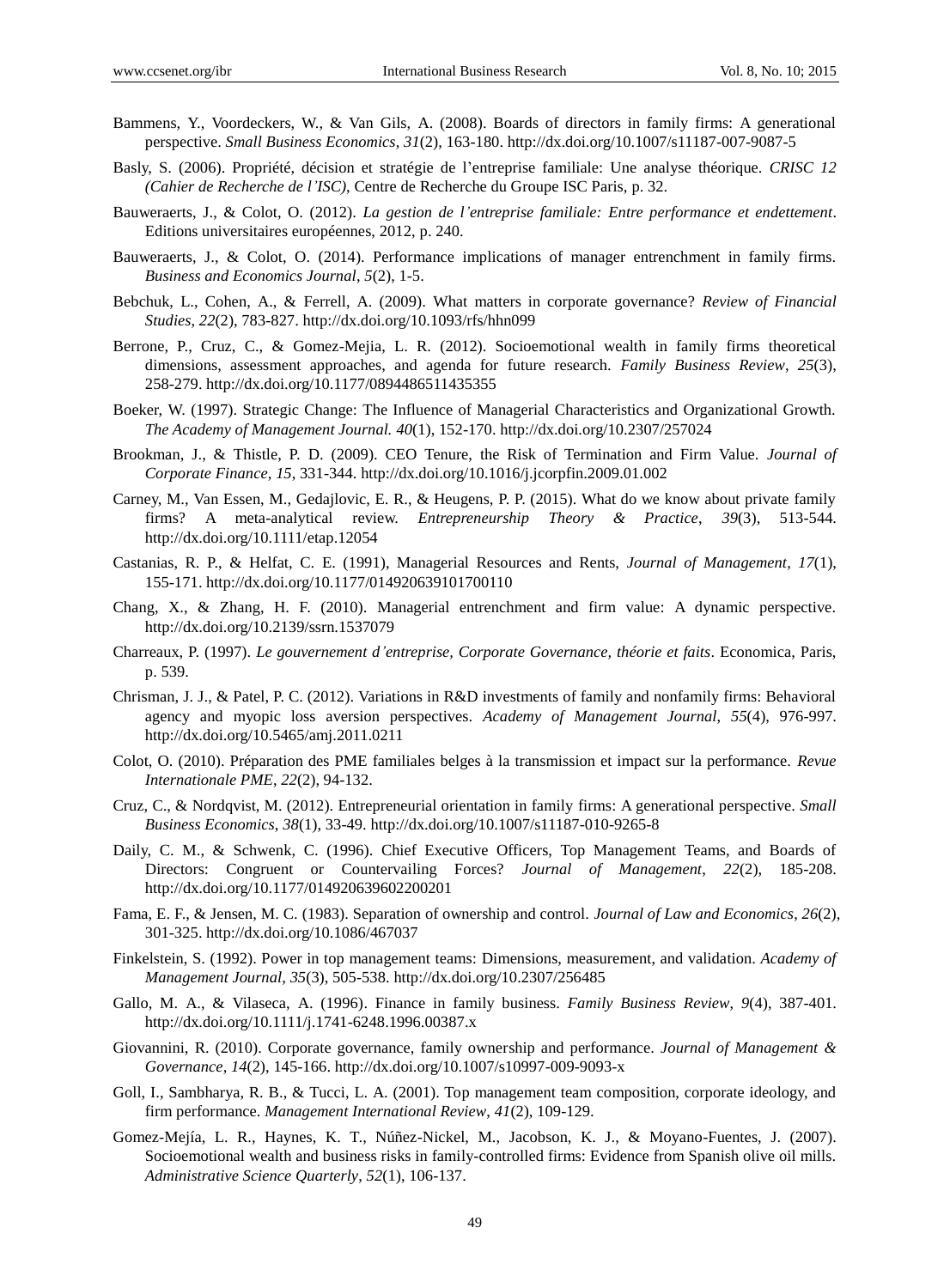Bammens, Y., Voordeckers, W., & Van Gils, A. (2008). Boards of directors in family firms: A generational perspective. *Small Business Economics*, *31*(2), 163-180. http://dx.doi.org/10.1007/s11187-007-9087-5

Basly, S. (2006). Propriété, décision et stratégie de l'entreprise familiale: Une analyse théorique. *CRISC 12 (Cahier de Recherche de l'ISC)*, Centre de Recherche du Groupe ISC Paris, p. 32.

Bauweraerts, J., & Colot, O. (2012). *La gestion de l'entreprise familiale: Entre performance et endettement*. Editions universitaires européennes, 2012, p. 240.

Bauweraerts, J., & Colot, O. (2014). Performance implications of manager entrenchment in family firms. *Business and Economics Journal*, *5*(2), 1-5.

Bebchuk, L., Cohen, A., & Ferrell, A. (2009). What matters in corporate governance? *Review of Financial Studies*, *22*(2), 783-827. http://dx.doi.org/10.1093/rfs/hhn099

Berrone, P., Cruz, C., & Gomez-Mejia, L. R. (2012). Socioemotional wealth in family firms theoretical dimensions, assessment approaches, and agenda for future research. *Family Business Review*, *25*(3), 258-279. http://dx.doi.org/10.1177/0894486511435355

Boeker, W. (1997). Strategic Change: The Influence of Managerial Characteristics and Organizational Growth. *The Academy of Management Journal. 40*(1), 152-170. http://dx.doi.org/10.2307/257024

Brookman, J., & Thistle, P. D. (2009). CEO Tenure, the Risk of Termination and Firm Value. *Journal of Corporate Finance*, *15*, 331-344. http://dx.doi.org/10.1016/j.jcorpfin.2009.01.002

Carney, M., Van Essen, M., Gedajlovic, E. R., & Heugens, P. P. (2015). What do we know about private family firms? A meta-analytical review. *Entrepreneurship Theory & Practice*, *39*(3), 513-544. http://dx.doi.org/10.1111/etap.12054

Castanias, R. P., & Helfat, C. E. (1991), Managerial Resources and Rents, *Journal of Management*, *17*(1), 155-171. http://dx.doi.org/10.1177/014920639101700110

Chang, X., & Zhang, H. F. (2010). Managerial entrenchment and firm value: A dynamic perspective. http://dx.doi.org/10.2139/ssrn.1537079

Charreaux, P. (1997). *Le gouvernement d'entreprise, Corporate Governance, théorie et faits*. Economica, Paris, p. 539.

Chrisman, J. J., & Patel, P. C. (2012). Variations in R&D investments of family and nonfamily firms: Behavioral agency and myopic loss aversion perspectives. *Academy of Management Journal*, *55*(4), 976-997. http://dx.doi.org/10.5465/amj.2011.0211

Colot, O. (2010). Préparation des PME familiales belges à la transmission et impact sur la performance. *Revue Internationale PME*, *22*(2), 94-132.

Cruz, C., & Nordqvist, M. (2012). Entrepreneurial orientation in family firms: A generational perspective. *Small Business Economics*, *38*(1), 33-49. http://dx.doi.org/10.1007/s11187-010-9265-8

Daily, C. M., & Schwenk, C. (1996). Chief Executive Officers, Top Management Teams, and Boards of Directors: Congruent or Countervailing Forces? *Journal of Management*, *22*(2), 185-208. http://dx.doi.org/10.1177/014920639602200201

Fama, E. F., & Jensen, M. C. (1983). Separation of ownership and control. *Journal of Law and Economics*, *26*(2), 301-325. http://dx.doi.org/10.1086/467037

Finkelstein, S. (1992). Power in top management teams: Dimensions, measurement, and validation. *Academy of Management Journal*, *35*(3), 505-538. http://dx.doi.org/10.2307/256485

Gallo, M. A., & Vilaseca, A. (1996). Finance in family business. *Family Business Review*, *9*(4), 387-401. http://dx.doi.org/10.1111/j.1741-6248.1996.00387.x

Giovannini, R. (2010). Corporate governance, family ownership and performance. *Journal of Management & Governance*, *14*(2), 145-166. http://dx.doi.org/10.1007/s10997-009-9093-x

Goll, I., Sambharya, R. B., & Tucci, L. A. (2001). Top management team composition, corporate ideology, and firm performance. *Management International Review*, *41*(2), 109-129.

Gomez-Mejía, L. R., Haynes, K. T., Núñez-Nickel, M., Jacobson, K. J., & Moyano-Fuentes, J. (2007). Socioemotional wealth and business risks in family-controlled firms: Evidence from Spanish olive oil mills. *Administrative Science Quarterly*, *52*(1), 106-137.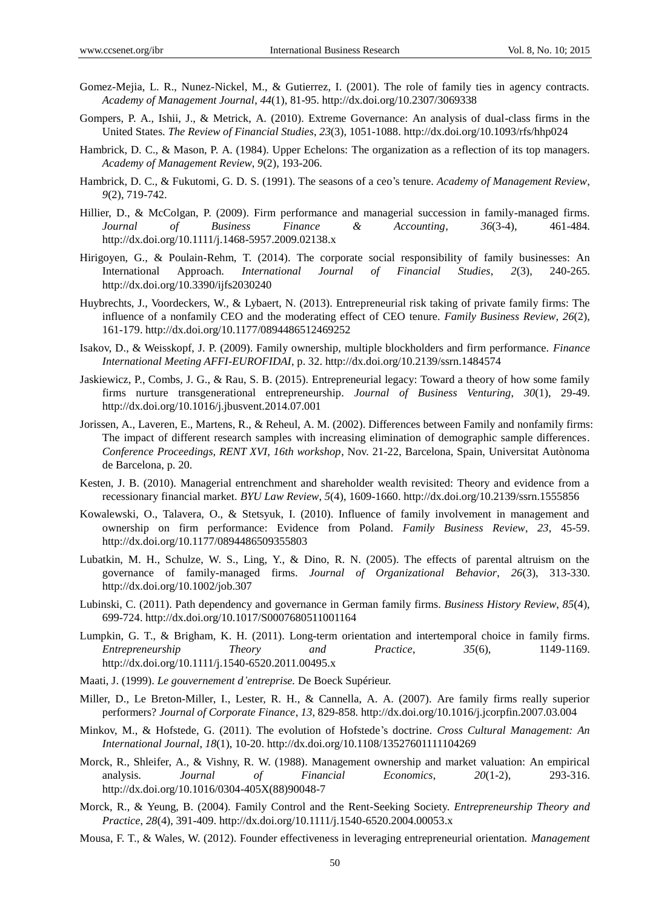Gomez-Mejia, L. R., Nunez-Nickel, M., & Gutierrez, I. (2001). The role of family ties in agency contracts. *Academy of Management Journal*, *44*(1), 81-95. http://dx.doi.org/10.2307/3069338

Gompers, P. A., Ishii, J., & Metrick, A. (2010). Extreme Governance: An analysis of dual-class firms in the United States. *The Review of Financial Studies*, *23*(3), 1051-1088. http://dx.doi.org/10.1093/rfs/hhp024

Hambrick, D. C., & Mason, P. A. (1984). Upper Echelons: The organization as a reflection of its top managers. *Academy of Management Review*, *9*(2), 193-206.

Hambrick, D. C., & Fukutomi, G. D. S. (1991). The seasons of a ceo's tenure. *Academy of Management Review*, *9*(2), 719-742.

Hillier, D., & McColgan, P. (2009). Firm performance and managerial succession in family-managed firms. *Journal of Business Finance & Accounting*, *36*(3-4), 461-484. http://dx.doi.org/10.1111/j.1468-5957.2009.02138.x

Hirigoyen, G., & Poulain-Rehm, T. (2014). The corporate social responsibility of family businesses: An International Approach. *International Journal of Financial Studies*, *2*(3), 240-265. http://dx.doi.org/10.3390/ijfs2030240

Huybrechts, J., Voordeckers, W., & Lybaert, N. (2013). Entrepreneurial risk taking of private family firms: The influence of a nonfamily CEO and the moderating effect of CEO tenure. *Family Business Review*, *26*(2), 161-179. http://dx.doi.org/10.1177/0894486512469252

Isakov, D., & Weisskopf, J. P. (2009). Family ownership, multiple blockholders and firm performance. *Finance International Meeting AFFI-EUROFIDAI*, p. 32. http://dx.doi.org/10.2139/ssrn.1484574

Jaskiewicz, P., Combs, J. G., & Rau, S. B. (2015). Entrepreneurial legacy: Toward a theory of how some family firms nurture transgenerational entrepreneurship. *Journal of Business Venturing*, *30*(1), 29-49. http://dx.doi.org/10.1016/j.jbusvent.2014.07.001

Jorissen, A., Laveren, E., Martens, R., & Reheul, A. M. (2002). Differences between Family and nonfamily firms: The impact of different research samples with increasing elimination of demographic sample differences. *Conference Proceedings, RENT XVI, 16th workshop*, Nov. 21-22, Barcelona, Spain, Universitat Autònoma de Barcelona, p. 20.

Kesten, J. B. (2010). Managerial entrenchment and shareholder wealth revisited: Theory and evidence from a recessionary financial market. *BYU Law Review*, *5*(4), 1609-1660. http://dx.doi.org/10.2139/ssrn.1555856

Kowalewski, O., Talavera, O., & Stetsyuk, I. (2010). Influence of family involvement in management and ownership on firm performance: Evidence from Poland. *Family Business Review*, *23*, 45-59. http://dx.doi.org/10.1177/0894486509355803

Lubatkin, M. H., Schulze, W. S., Ling, Y., & Dino, R. N. (2005). The effects of parental altruism on the governance of family-managed firms. *Journal of Organizational Behavior*, *26*(3), 313-330. http://dx.doi.org/10.1002/job.307

Lubinski, C. (2011). Path dependency and governance in German family firms. *Business History Review*, *85*(4), 699-724. http://dx.doi.org/10.1017/S0007680511001164

Lumpkin, G. T., & Brigham, K. H. (2011). Long-term orientation and intertemporal choice in family firms. *Entrepreneurship Theory and Practice*, *35*(6), 1149-1169. http://dx.doi.org/10.1111/j.1540-6520.2011.00495.x

Maati, J. (1999). *Le gouvernement d'entreprise.* De Boeck Supérieur.

Miller, D., Le Breton-Miller, I., Lester, R. H., & Cannella, A. A. (2007). Are family firms really superior performers? *Journal of Corporate Finance*, *13*, 829-858. http://dx.doi.org/10.1016/j.jcorpfin.2007.03.004

Minkov, M., & Hofstede, G. (2011). The evolution of Hofstede's doctrine. *Cross Cultural Management: An International Journal*, *18*(1), 10-20. http://dx.doi.org/10.1108/13527601111104269

Morck, R., Shleifer, A., & Vishny, R. W. (1988). Management ownership and market valuation: An empirical analysis. *Journal of Financial Economics*, *20*(1-2), 293-316. http://dx.doi.org/10.1016/0304-405X(88)90048-7

Morck, R., & Yeung, B. (2004). Family Control and the Rent-Seeking Society. *Entrepreneurship Theory and Practice*, *28*(4), 391-409. http://dx.doi.org/10.1111/j.1540-6520.2004.00053.x

Mousa, F. T., & Wales, W. (2012). Founder effectiveness in leveraging entrepreneurial orientation. *Management*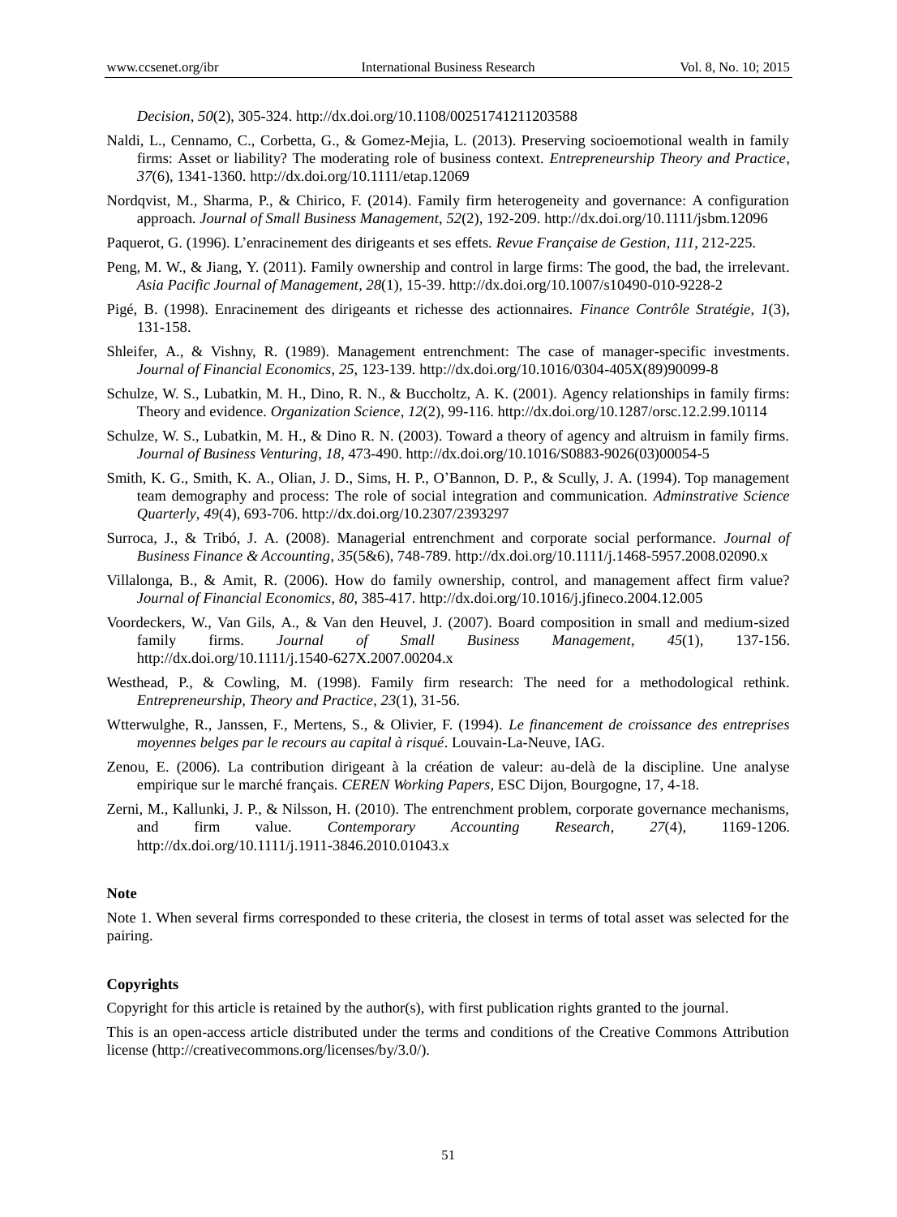*Decision*, *50*(2), 305-324. http://dx.doi.org/10.1108/00251741211203588

Naldi, L., Cennamo, C., Corbetta, G., & Gomez-Mejia, L. (2013). Preserving socioemotional wealth in family firms: Asset or liability? The moderating role of business context. *Entrepreneurship Theory and Practice*, *37*(6), 1341-1360. http://dx.doi.org/10.1111/etap.12069

Nordqvist, M., Sharma, P., & Chirico, F. (2014). Family firm heterogeneity and governance: A configuration approach. *Journal of Small Business Management*, *52*(2), 192-209. http://dx.doi.org/10.1111/jsbm.12096

Paquerot, G. (1996). L'enracinement des dirigeants et ses effets. *Revue Française de Gestion*, *111*, 212-225.

Peng, M. W., & Jiang, Y. (2011). Family ownership and control in large firms: The good, the bad, the irrelevant. *Asia Pacific Journal of Management*, *28*(1), 15-39. http://dx.doi.org/10.1007/s10490-010-9228-2

Pigé, B. (1998). Enracinement des dirigeants et richesse des actionnaires. *Finance Contrôle Stratégie*, *1*(3), 131-158.

Shleifer, A., & Vishny, R. (1989). Management entrenchment: The case of manager-specific investments. *Journal of Financial Economics*, *25*, 123-139. http://dx.doi.org/10.1016/0304-405X(89)90099-8

Schulze, W. S., Lubatkin, M. H., Dino, R. N., & Buccholtz, A. K. (2001). Agency relationships in family firms: Theory and evidence. *Organization Science*, *12*(2), 99-116. http://dx.doi.org/10.1287/orsc.12.2.99.10114

Schulze, W. S., Lubatkin, M. H., & Dino R. N. (2003). Toward a theory of agency and altruism in family firms. *Journal of Business Venturing*, *18*, 473-490. http://dx.doi.org/10.1016/S0883-9026(03)00054-5

Smith, K. G., Smith, K. A., Olian, J. D., Sims, H. P., O'Bannon, D. P., & Scully, J. A. (1994). Top management team demography and process: The role of social integration and communication. *Adminstrative Science Quarterly*, *49*(4), 693-706. http://dx.doi.org/10.2307/2393297

Surroca, J., & Tribó, J. A. (2008). Managerial entrenchment and corporate social performance. *Journal of Business Finance & Accounting*, *35*(5&6), 748-789. http://dx.doi.org/10.1111/j.1468-5957.2008.02090.x

Villalonga, B., & Amit, R. (2006). How do family ownership, control, and management affect firm value? *Journal of Financial Economics*, *80*, 385-417. http://dx.doi.org/10.1016/j.jfineco.2004.12.005

Voordeckers, W., Van Gils, A., & Van den Heuvel, J. (2007). Board composition in small and medium-sized family firms. *Journal of Small Business Management*, *45*(1), 137-156. http://dx.doi.org/10.1111/j.1540-627X.2007.00204.x

Westhead, P., & Cowling, M. (1998). Family firm research: The need for a methodological rethink. *Entrepreneurship, Theory and Practice*, *23*(1), 31-56.

Wtterwulghe, R., Janssen, F., Mertens, S., & Olivier, F. (1994). *Le financement de croissance des entreprises moyennes belges par le recours au capital à risqué*. Louvain-La-Neuve, IAG.

Zenou, E. (2006). La contribution dirigeant à la création de valeur: au-delà de la discipline. Une analyse empirique sur le marché français. *CEREN Working Papers*, ESC Dijon, Bourgogne, 17, 4-18.

Zerni, M., Kallunki, J. P., & Nilsson, H. (2010). The entrenchment problem, corporate governance mechanisms, and firm value. *Contemporary Accounting Research*, *27*(4), 1169-1206. http://dx.doi.org/10.1111/j.1911-3846.2010.01043.x

## Note

Note 1. When several firms corresponded to these criteria, the closest in terms of total asset was selected for the pairing.

## Copyrights

Copyright for this article is retained by the author(s), with first publication rights granted to the journal.

This is an open-access article distributed under the terms and conditions of the Creative Commons Attribution license (http://creativecommons.org/licenses/by/3.0/).